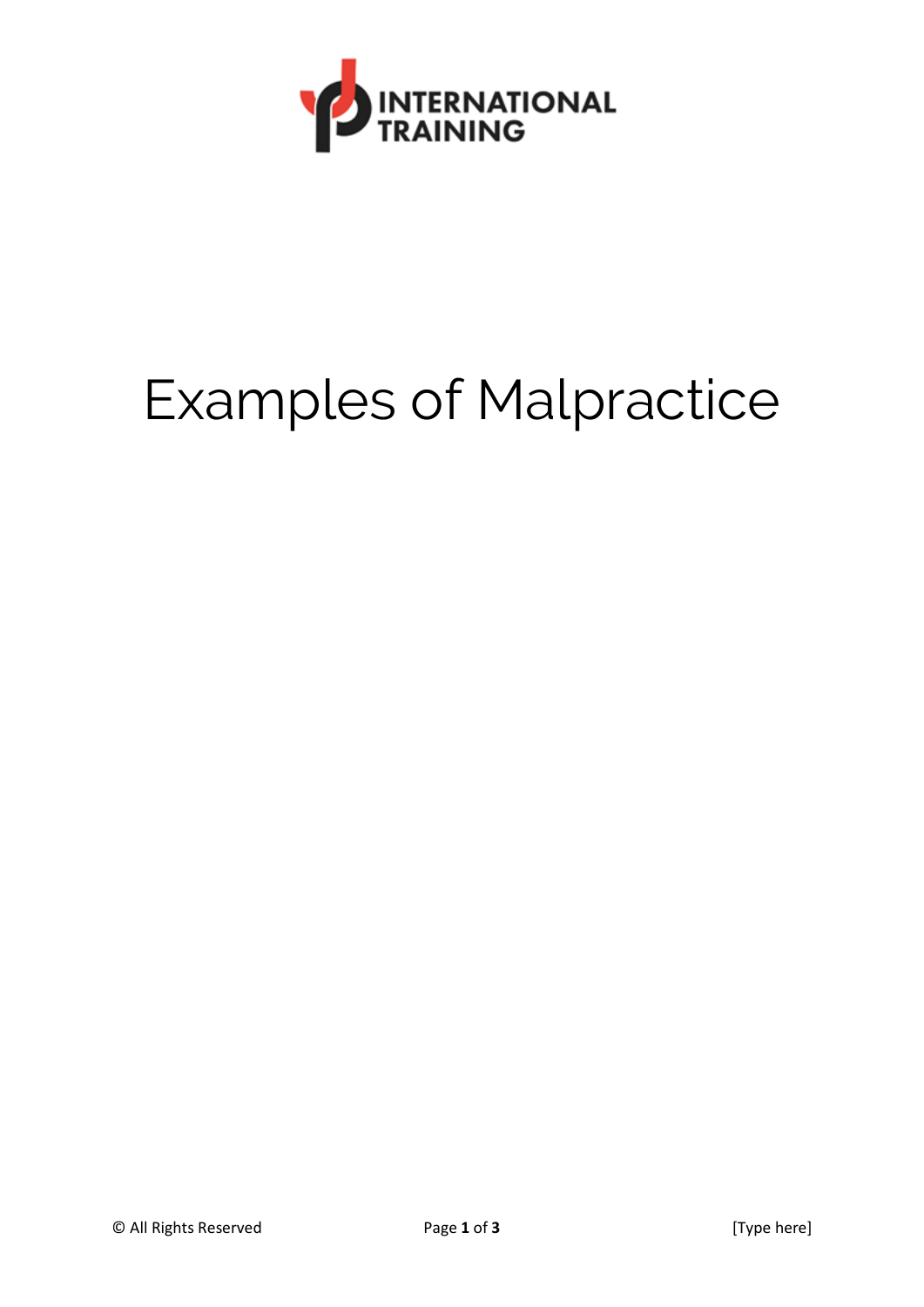INTERNATIONAL TRAINING

# Examples of Malpractice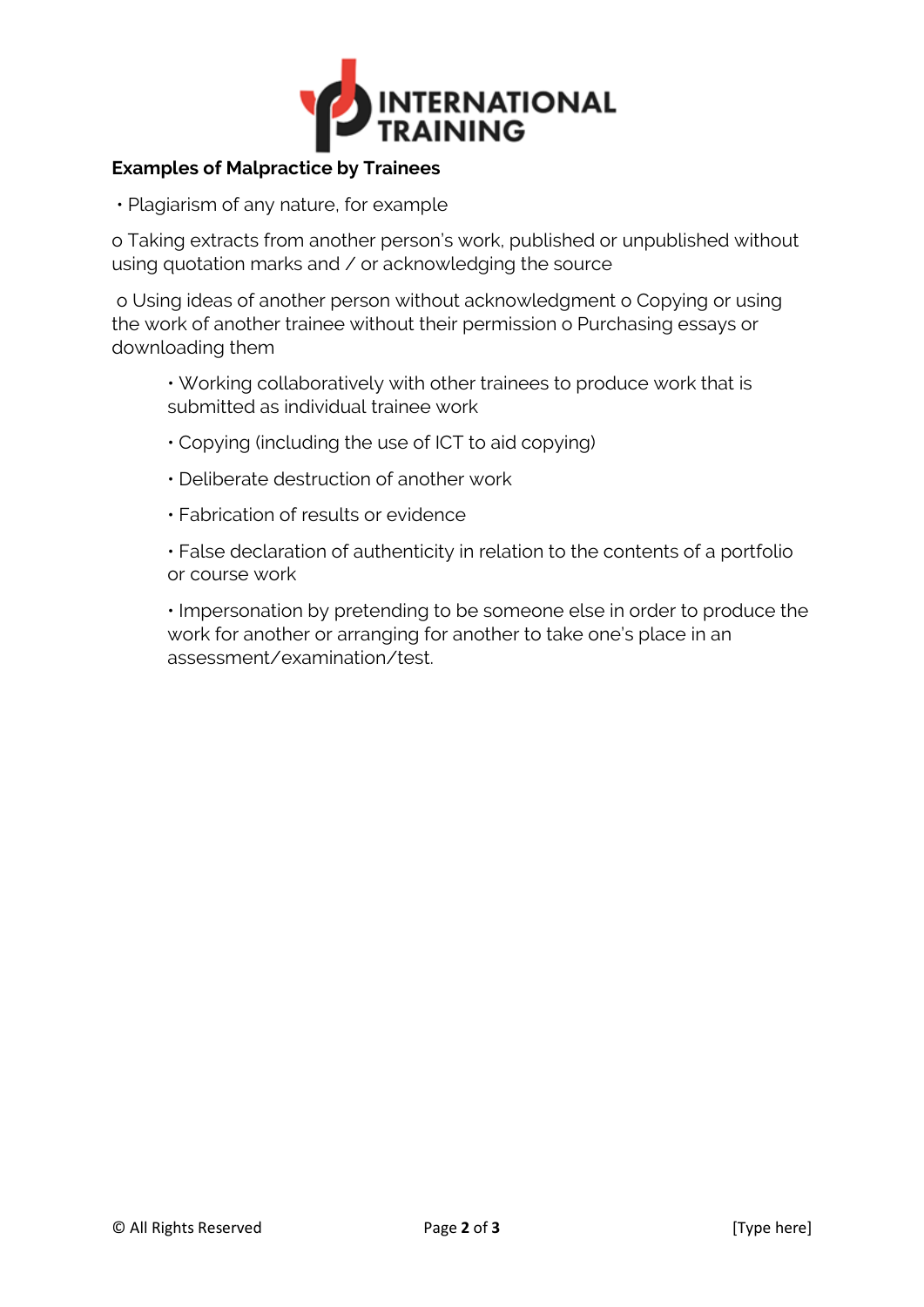**Examples of Malpractice by Trainees**

- Plagiarism of any nature, for example
  - Taking extracts from another person's work, published or unpublished without using quotation marks and / or acknowledging the source
  - Using ideas of another person without acknowledgment
  - Copying or using the work of another trainee without their permission
  - Purchasing essays or downloading them
- Working collaboratively with other trainees to produce work that is submitted as individual trainee work
- Copying (including the use of ICT to aid copying)
- Deliberate destruction of another work
- Fabrication of results or evidence
- False declaration of authenticity in relation to the contents of a portfolio or course work
- Impersonation by pretending to be someone else in order to produce the work for another or arranging for another to take one's place in an assessment/examination/test.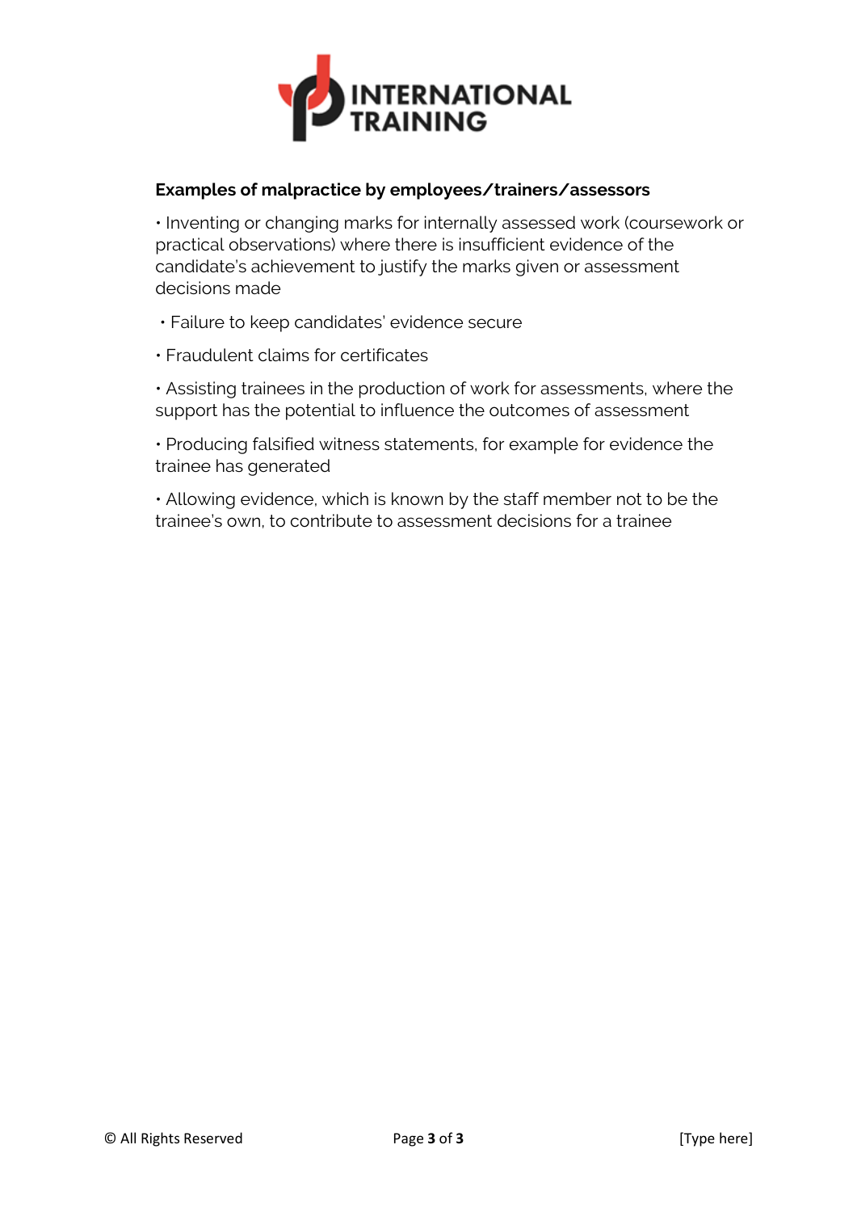**Examples of malpractice by employees/trainers/assessors**

- Inventing or changing marks for internally assessed work (coursework or practical observations) where there is insufficient evidence of the candidate's achievement to justify the marks given or assessment decisions made
- Failure to keep candidates' evidence secure
- Fraudulent claims for certificates
- Assisting trainees in the production of work for assessments, where the support has the potential to influence the outcomes of assessment
- Producing falsified witness statements, for example for evidence the trainee has generated
- Allowing evidence, which is known by the staff member not to be the trainee's own, to contribute to assessment decisions for a trainee